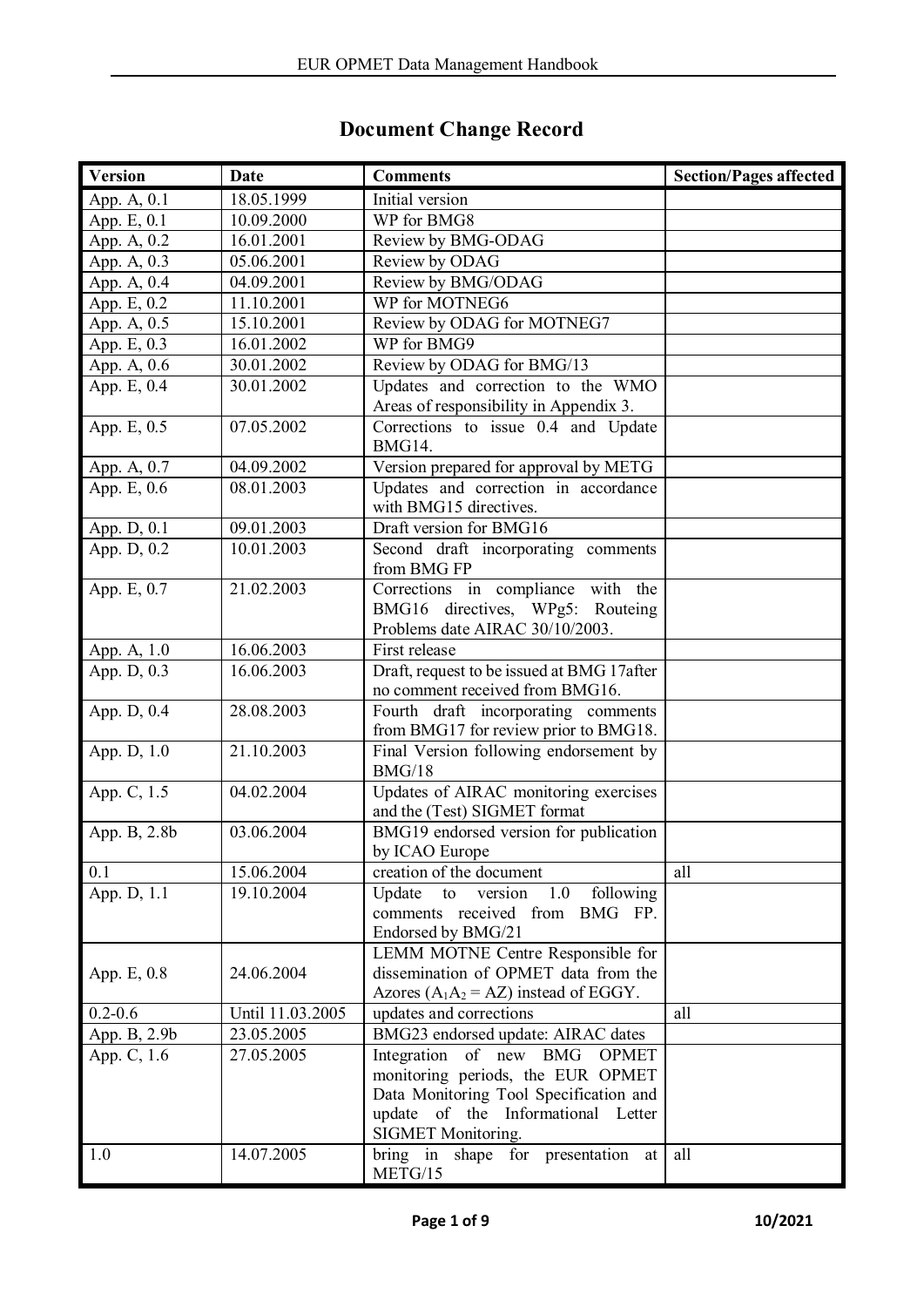# Document Change Record

| Version | Date | Comments | Section/Pages affected |
|---|---|---|---|
| App. A, 0.1 | 18.05.1999 | Initial version | |
| App. E, 0.1 | 10.09.2000 | WP for BMG8 | |
| App. A, 0.2 | 16.01.2001 | Review by BMG-ODAG | |
| App. A, 0.3 | 05.06.2001 | Review by ODAG | |
| App. A, 0.4 | 04.09.2001 | Review by BMG/ODAG | |
| App. E, 0.2 | 11.10.2001 | WP for MOTNEG6 | |
| App. A, 0.5 | 15.10.2001 | Review by ODAG for MOTNEG7 | |
| App. E, 0.3 | 16.01.2002 | WP for BMG9 | |
| App. A, 0.6 | 30.01.2002 | Review by ODAG for BMG/13 | |
| App. E, 0.4 | 30.01.2002 | Updates and correction to the WMO Areas of responsibility in Appendix 3. | |
| App. E, 0.5 | 07.05.2002 | Corrections to issue 0.4 and Update BMG14. | |
| App. A, 0.7 | 04.09.2002 | Version prepared for approval by METG | |
| App. E, 0.6 | 08.01.2003 | Updates and correction in accordance with BMG15 directives. | |
| App. D, 0.1 | 09.01.2003 | Draft version for BMG16 | |
| App. D, 0.2 | 10.01.2003 | Second draft incorporating comments from BMG FP | |
| App. E, 0.7 | 21.02.2003 | Corrections in compliance with the BMG16 directives, WPg5: Routeing Problems date AIRAC 30/10/2003. | |
| App. A, 1.0 | 16.06.2003 | First release | |
| App. D, 0.3 | 16.06.2003 | Draft, request to be issued at BMG 17after no comment received from BMG16. | |
| App. D, 0.4 | 28.08.2003 | Fourth draft incorporating comments from BMG17 for review prior to BMG18. | |
| App. D, 1.0 | 21.10.2003 | Final Version following endorsement by BMG/18 | |
| App. C, 1.5 | 04.02.2004 | Updates of AIRAC monitoring exercises and the (Test) SIGMET format | |
| App. B, 2.8b | 03.06.2004 | BMG19 endorsed version for publication by ICAO Europe | |
| 0.1 | 15.06.2004 | creation of the document | all |
| App. D, 1.1 | 19.10.2004 | Update to version 1.0 following comments received from BMG FP. Endorsed by BMG/21 | |
| App. E, 0.8 | 24.06.2004 | LEMM MOTNE Centre Responsible for dissemination of OPMET data from the Azores ($A_1A_2$ = AZ) instead of EGGY. | |
| 0.2-0.6 | Until 11.03.2005 | updates and corrections | all |
| App. B, 2.9b | 23.05.2005 | BMG23 endorsed update: AIRAC dates | |
| App. C, 1.6 | 27.05.2005 | Integration of new BMG OPMET monitoring periods, the EUR OPMET Data Monitoring Tool Specification and update of the Informational Letter SIGMET Monitoring. | |
| 1.0 | 14.07.2005 | bring in shape for presentation at METG/15 | all |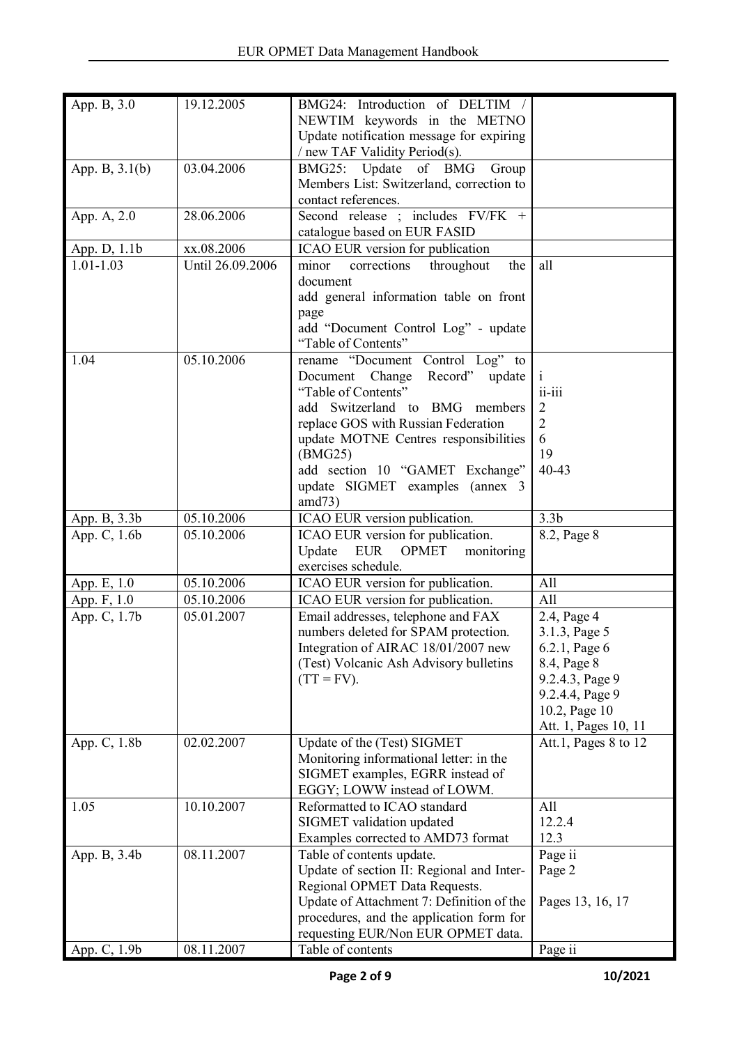| App. B, 3.0 | 19.12.2005 | BMG24: Introduction of DELTIM / NEWTIM keywords in the METNO Update notification message for expiring / new TAF Validity Period(s). | |
|---|---|---|---|
| App. B, 3.1(b) | 03.04.2006 | BMG25: Update of BMG Group Members List: Switzerland, correction to contact references. | |
| App. A, 2.0 | 28.06.2006 | Second release ; includes FV/FK + catalogue based on EUR FASID | |
| App. D, 1.1b | xx.08.2006 | ICAO EUR version for publication | |
| 1.01-1.03 | Until 26.09.2006 | minor corrections throughout the document<br>add general information table on front page<br>add "Document Control Log" - update "Table of Contents" | all |
| 1.04 | 05.10.2006 | rename "Document Control Log" to Document Change Record" update "Table of Contents"<br>add Switzerland to BMG members<br>replace GOS with Russian Federation<br>update MOTNE Centres responsibilities (BMG25)<br>add section 10 "GAMET Exchange"<br>update SIGMET examples (annex 3 amd73) | i<br>ii-iii<br>2<br>2<br>6<br>19<br>40-43 |
| App. B, 3.3b | 05.10.2006 | ICAO EUR version publication. | 3.3b |
| App. C, 1.6b | 05.10.2006 | ICAO EUR version for publication.<br>Update EUR OPMET monitoring exercises schedule. | 8.2, Page 8 |
| App. E, 1.0 | 05.10.2006 | ICAO EUR version for publication. | All |
| App. F, 1.0 | 05.10.2006 | ICAO EUR version for publication. | All |
| App. C, 1.7b | 05.01.2007 | Email addresses, telephone and FAX numbers deleted for SPAM protection.<br>Integration of AIRAC 18/01/2007 new (Test) Volcanic Ash Advisory bulletins (TT = FV). | 2.4, Page 4<br>3.1.3, Page 5<br>6.2.1, Page 6<br>8.4, Page 8<br>9.2.4.3, Page 9<br>9.2.4.4, Page 9<br>10.2, Page 10<br>Att. 1, Pages 10, 11 |
| App. C, 1.8b | 02.02.2007 | Update of the (Test) SIGMET Monitoring informational letter: in the SIGMET examples, EGRR instead of EGGY; LOWW instead of LOWM. | Att.1, Pages 8 to 12 |
| 1.05 | 10.10.2007 | Reformatted to ICAO standard<br>SIGMET validation updated<br>Examples corrected to AMD73 format | All<br>12.2.4<br>12.3 |
| App. B, 3.4b | 08.11.2007 | Table of contents update.<br>Update of section II: Regional and Inter-Regional OPMET Data Requests.<br>Update of Attachment 7: Definition of the procedures, and the application form for requesting EUR/Non EUR OPMET data. | Page ii<br>Page 2<br><br>Pages 13, 16, 17 |
| App. C, 1.9b | 08.11.2007 | Table of contents | Page ii |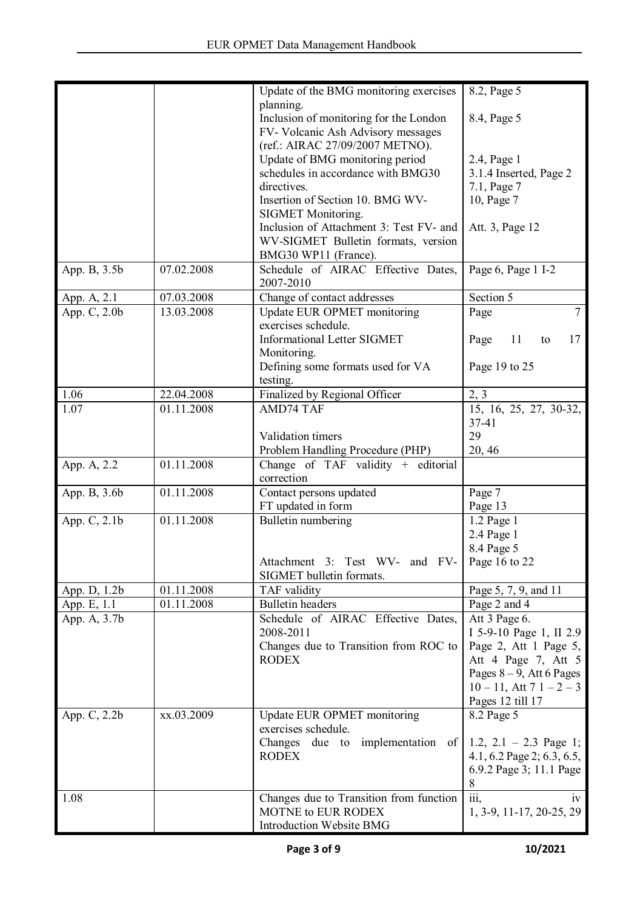| | | | |
|---|---|---|---|
| | | Update of the BMG monitoring exercises planning.<br>Inclusion of monitoring for the London FV- Volcanic Ash Advisory messages (ref.: AIRAC 27/09/2007 METNO).<br>Update of BMG monitoring period schedules in accordance with BMG30 directives.<br>Insertion of Section 10. BMG WV-SIGMET Monitoring.<br>Inclusion of Attachment 3: Test FV- and WV-SIGMET Bulletin formats, version BMG30 WP11 (France). | 8.2, Page 5<br><br>8.4, Page 5<br><br>2.4, Page 1<br>3.1.4 Inserted, Page 2<br>7.1, Page 7<br>10, Page 7<br><br>Att. 3, Page 12 |
| App. B, 3.5b | 07.02.2008 | Schedule of AIRAC Effective Dates, 2007-2010 | Page 6, Page 1 I-2 |
| App. A, 2.1 | 07.03.2008 | Change of contact addresses | Section 5 |
| App. C, 2.0b | 13.03.2008 | Update EUR OPMET monitoring exercises schedule.<br>Informational Letter SIGMET Monitoring.<br>Defining some formats used for VA testing. | Page 7<br><br>Page 11 to 17<br><br>Page 19 to 25 |
| 1.06 | 22.04.2008 | Finalized by Regional Officer | 2, 3 |
| 1.07 | 01.11.2008 | AMD74 TAF<br><br>Validation timers<br>Problem Handling Procedure (PHP) | 15, 16, 25, 27, 30-32, 37-41<br>29<br>20, 46 |
| App. A, 2.2 | 01.11.2008 | Change of TAF validity + editorial correction | |
| App. B, 3.6b | 01.11.2008 | Contact persons updated<br>FT updated in form | Page 7<br>Page 13 |
| App. C, 2.1b | 01.11.2008 | Bulletin numbering<br><br><br>Attachment 3: Test WV- and FV-SIGMET bulletin formats. | 1.2 Page 1<br>2.4 Page 1<br>8.4 Page 5<br>Page 16 to 22 |
| App. D, 1.2b | 01.11.2008 | TAF validity | Page 5, 7, 9, and 11 |
| App. E, 1.1 | 01.11.2008 | Bulletin headers | Page 2 and 4 |
| App. A, 3.7b | | Schedule of AIRAC Effective Dates, 2008-2011<br>Changes due to Transition from ROC to RODEX | Att 3 Page 6.<br>I 5-9-10 Page 1, II 2.9 Page 2, Att 1 Page 5, Att 4 Page 7, Att 5 Pages 8 – 9, Att 6 Pages 10 – 11, Att 7 1 – 2 – 3 Pages 12 till 17 |
| App. C, 2.2b | xx.03.2009 | Update EUR OPMET monitoring exercises schedule.<br>Changes due to implementation of RODEX | 8.2 Page 5<br><br>1.2, 2.1 – 2.3 Page 1; 4.1, 6.2 Page 2; 6.3, 6.5, 6.9.2 Page 3; 11.1 Page 8 |
| 1.08 | | Changes due to Transition from function MOTNE to EUR RODEX<br>Introduction Website BMG | iii, iv<br>1, 3-9, 11-17, 20-25, 29 |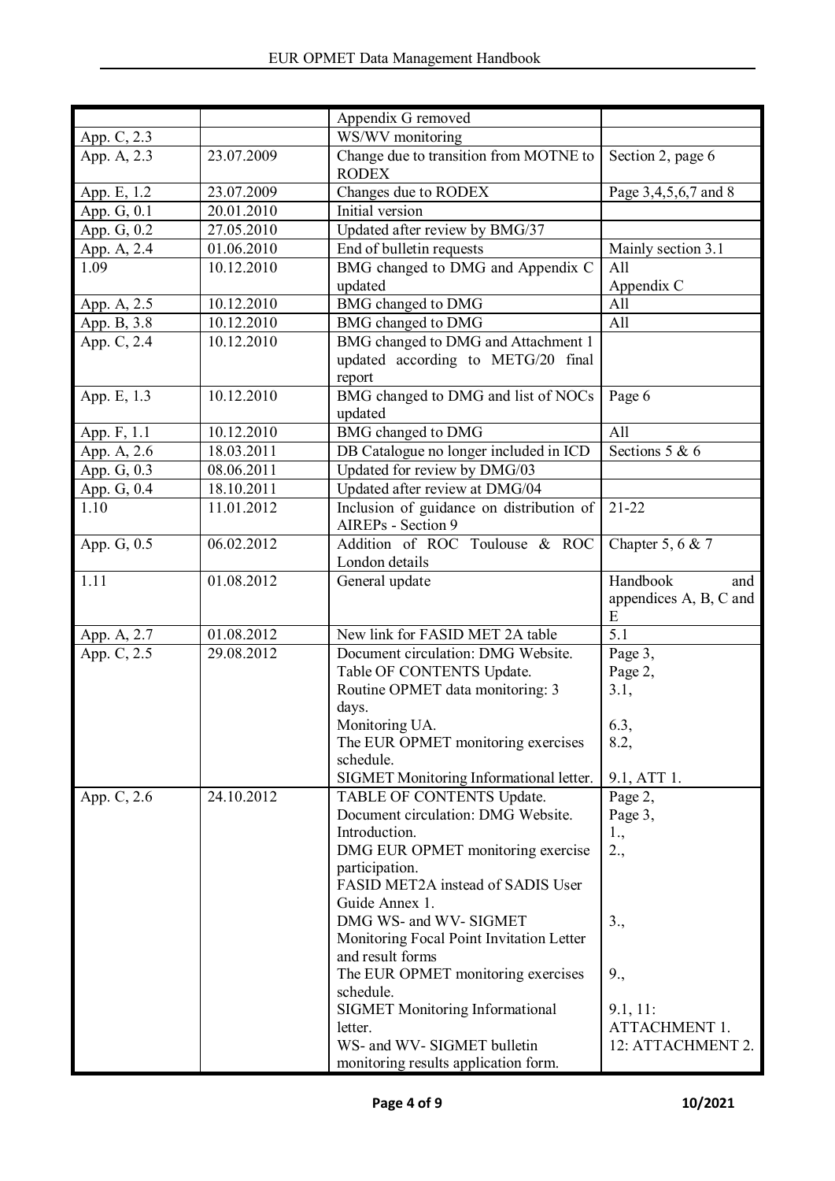| | | | |
|---|---|---|---|
| | | Appendix G removed | |
| App. C, 2.3 | | WS/WV monitoring | |
| App. A, 2.3 | 23.07.2009 | Change due to transition from MOTNE to RODEX | Section 2, page 6 |
| App. E, 1.2 | 23.07.2009 | Changes due to RODEX | Page 3,4,5,6,7 and 8 |
| App. G, 0.1 | 20.01.2010 | Initial version | |
| App. G, 0.2 | 27.05.2010 | Updated after review by BMG/37 | |
| App. A, 2.4 | 01.06.2010 | End of bulletin requests | Mainly section 3.1 |
| 1.09 | 10.12.2010 | BMG changed to DMG and Appendix C updated | All<br>Appendix C |
| App. A, 2.5 | 10.12.2010 | BMG changed to DMG | All |
| App. B, 3.8 | 10.12.2010 | BMG changed to DMG | All |
| App. C, 2.4 | 10.12.2010 | BMG changed to DMG and Attachment 1 updated according to METG/20 final report | |
| App. E, 1.3 | 10.12.2010 | BMG changed to DMG and list of NOCs updated | Page 6 |
| App. F, 1.1 | 10.12.2010 | BMG changed to DMG | All |
| App. A, 2.6 | 18.03.2011 | DB Catalogue no longer included in ICD | Sections 5 & 6 |
| App. G, 0.3 | 08.06.2011 | Updated for review by DMG/03 | |
| App. G, 0.4 | 18.10.2011 | Updated after review at DMG/04 | |
| 1.10 | 11.01.2012 | Inclusion of guidance on distribution of AIREPs - Section 9 | 21-22 |
| App. G, 0.5 | 06.02.2012 | Addition of ROC Toulouse & ROC London details | Chapter 5, 6 & 7 |
| 1.11 | 01.08.2012 | General update | Handbook and appendices A, B, C and E |
| App. A, 2.7 | 01.08.2012 | New link for FASID MET 2A table | 5.1 |
| App. C, 2.5 | 29.08.2012 | Document circulation: DMG Website.<br>Table OF CONTENTS Update.<br>Routine OPMET data monitoring: 3 days.<br>Monitoring UA.<br>The EUR OPMET monitoring exercises schedule.<br>SIGMET Monitoring Informational letter. | Page 3,<br>Page 2,<br>3.1,<br><br>6.3,<br>8.2,<br><br>9.1, ATT 1. |
| App. C, 2.6 | 24.10.2012 | TABLE OF CONTENTS Update.<br>Document circulation: DMG Website.<br>Introduction.<br>DMG EUR OPMET monitoring exercise participation.<br>FASID MET2A instead of SADIS User Guide Annex 1.<br>DMG WS- and WV- SIGMET Monitoring Focal Point Invitation Letter and result forms<br>The EUR OPMET monitoring exercises schedule.<br>SIGMET Monitoring Informational letter.<br>WS- and WV- SIGMET bulletin monitoring results application form. | Page 2,<br>Page 3,<br>1.,<br>2.,<br><br><br><br>3.,<br><br><br>9.,<br><br>9.1, 11:<br>ATTACHMENT 1.<br>12: ATTACHMENT 2. |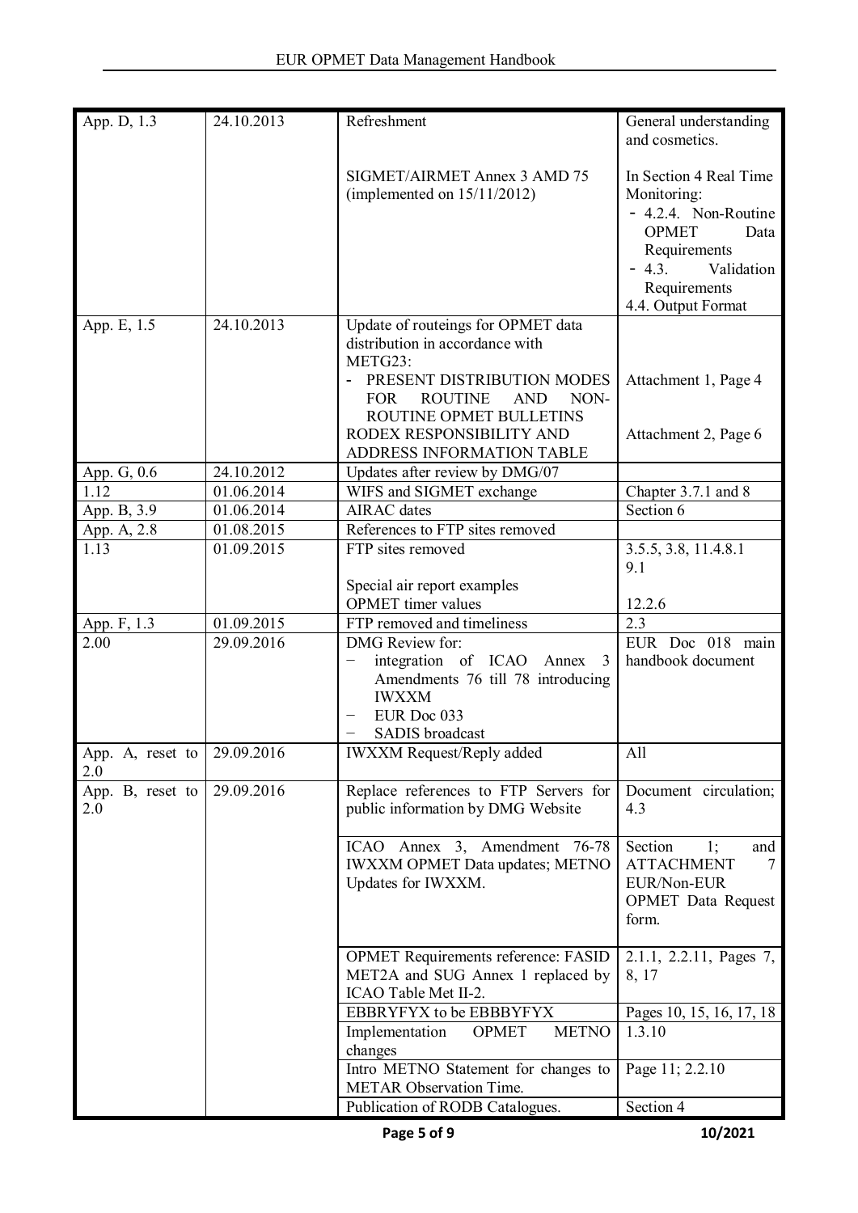| App. D, 1.3 | 24.10.2013 | Refreshment<br><br>SIGMET/AIRMET Annex 3 AMD 75 (implemented on 15/11/2012) | General understanding and cosmetics.<br><br>In Section 4 Real Time Monitoring:<br>- 4.2.4. Non-Routine OPMET Data Requirements<br>- 4.3. Validation Requirements<br>4.4. Output Format |
|---|---|---|---|
| App. E, 1.5 | 24.10.2013 | Update of routeings for OPMET data distribution in accordance with METG23:<br>- PRESENT DISTRIBUTION MODES FOR ROUTINE AND NON-ROUTINE OPMET BULLETINS<br>RODEX RESPONSIBILITY AND ADDRESS INFORMATION TABLE | <br><br><br>Attachment 1, Page 4<br><br>Attachment 2, Page 6 |
| App. G, 0.6 | 24.10.2012 | Updates after review by DMG/07 | |
| 1.12 | 01.06.2014 | WIFS and SIGMET exchange | Chapter 3.7.1 and 8 |
| App. B, 3.9 | 01.06.2014 | AIRAC dates | Section 6 |
| App. A, 2.8 | 01.08.2015 | References to FTP sites removed | |
| 1.13 | 01.09.2015 | FTP sites removed<br><br>Special air report examples<br>OPMET timer values | 3.5.5, 3.8, 11.4.8.1<br>9.1<br><br>12.2.6 |
| App. F, 1.3 | 01.09.2015 | FTP removed and timeliness | 2.3 |
| 2.00 | 29.09.2016 | DMG Review for:<br>− integration of ICAO Annex 3 Amendments 76 till 78 introducing IWXXM<br>− EUR Doc 033<br>− SADIS broadcast | EUR Doc 018 main handbook document |
| App. A, reset to 2.0 | 29.09.2016 | IWXXM Request/Reply added | All |
| App. B, reset to 2.0 | 29.09.2016 | Replace references to FTP Servers for public information by DMG Website | Document circulation; 4.3 |
| | | ICAO Annex 3, Amendment 76-78 IWXXM OPMET Data updates; METNO Updates for IWXXM. | Section 1; and ATTACHMENT 7 EUR/Non-EUR OPMET Data Request form. |
| | | OPMET Requirements reference: FASID MET2A and SUG Annex 1 replaced by ICAO Table Met II-2. | 2.1.1, 2.2.11, Pages 7, 8, 17 |
| | | EBBRYFYX to be EBBBYFYX | Pages 10, 15, 16, 17, 18 |
| | | Implementation OPMET METNO changes | 1.3.10 |
| | | Intro METNO Statement for changes to METAR Observation Time. | Page 11; 2.2.10 |
| | | Publication of RODB Catalogues. | Section 4 |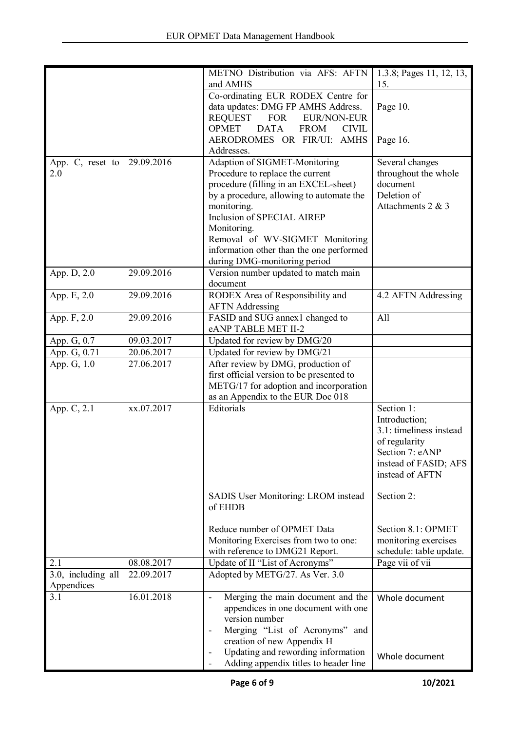| | | METNO Distribution via AFS: AFTN and AMHS | 1.3.8; Pages 11, 12, 13, 15. |
|---|---|---|---|
| | | Co-ordinating EUR RODEX Centre for data updates: DMG FP AMHS Address.<br>REQUEST FOR EUR/NON-EUR OPMET DATA FROM CIVIL AERODROMES OR FIR/UI: AMHS Addresses. | Page 10.<br><br>Page 16. |
| App. C, reset to 2.0 | 29.09.2016 | Adaption of SIGMET-Monitoring Procedure to replace the current procedure (filling in an EXCEL-sheet) by a procedure, allowing to automate the monitoring.<br>Inclusion of SPECIAL AIREP Monitoring.<br>Removal of WV-SIGMET Monitoring information other than the one performed during DMG-monitoring period | Several changes throughout the whole document<br>Deletion of Attachments 2 & 3 |
| App. D, 2.0 | 29.09.2016 | Version number updated to match main document | |
| App. E, 2.0 | 29.09.2016 | RODEX Area of Responsibility and AFTN Addressing | 4.2 AFTN Addressing |
| App. F, 2.0 | 29.09.2016 | FASID and SUG annex1 changed to eANP TABLE MET II-2 | All |
| App. G, 0.7 | 09.03.2017 | Updated for review by DMG/20 | |
| App. G, 0.71 | 20.06.2017 | Updated for review by DMG/21 | |
| App. G, 1.0 | 27.06.2017 | After review by DMG, production of first official version to be presented to METG/17 for adoption and incorporation as an Appendix to the EUR Doc 018 | |
| App. C, 2.1 | xx.07.2017 | Editorials<br><br>SADIS User Monitoring: LROM instead of EHDB<br><br>Reduce number of OPMET Data Monitoring Exercises from two to one: with reference to DMG21 Report. | Section 1: Introduction;<br>3.1: timeliness instead of regularity<br>Section 7: eANP instead of FASID; AFS instead of AFTN<br><br>Section 2:<br><br>Section 8.1: OPMET monitoring exercises schedule: table update. |
| 2.1 | 08.08.2017 | Update of II "List of Acronyms" | Page vii of vii |
| 3.0, including all Appendices | 22.09.2017 | Adopted by METG/27. As Ver. 3.0 | |
| 3.1 | 16.01.2018 | - Merging the main document and the appendices in one document with one version number<br>- Merging "List of Acronyms" and creation of new Appendix H<br>- Updating and rewording information<br>- Adding appendix titles to header line | Whole document<br><br><br>Whole document |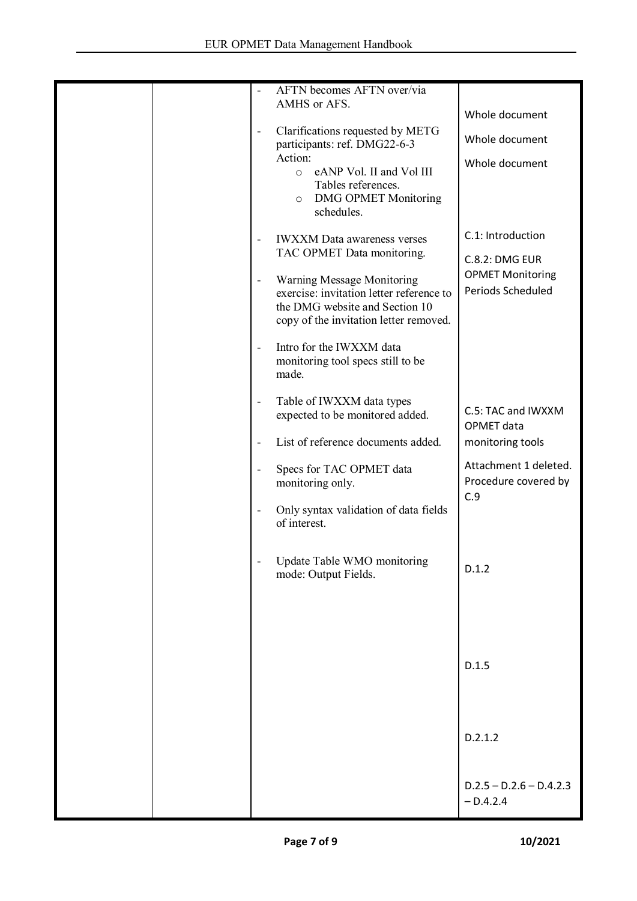| | | | |
|---|---|---|---|
| | | - AFTN becomes AFTN over/via AMHS or AFS.<br>- Clarifications requested by METG participants: ref. DMG22-6-3 Action:<br>  - eANP Vol. II and Vol III Tables references.<br>  - DMG OPMET Monitoring schedules.<br>- IWXXM Data awareness verses TAC OPMET Data monitoring.<br>- Warning Message Monitoring exercise: invitation letter reference to the DMG website and Section 10 copy of the invitation letter removed.<br>- Intro for the IWXXM data monitoring tool specs still to be made.<br>- Table of IWXXM data types expected to be monitored added.<br>- List of reference documents added.<br>- Specs for TAC OPMET data monitoring only.<br>- Only syntax validation of data fields of interest.<br>- Update Table WMO monitoring mode: Output Fields. | Whole document<br><br>Whole document<br><br>Whole document<br><br>C.1: Introduction<br><br>C.8.2: DMG EUR OPMET Monitoring Periods Scheduled<br><br>C.5: TAC and IWXXM OPMET data monitoring tools<br><br>Attachment 1 deleted. Procedure covered by C.9<br><br>D.1.2<br><br>D.1.5<br><br>D.2.1.2<br><br>D.2.5 – D.2.6 – D.4.2.3 – D.4.2.4 |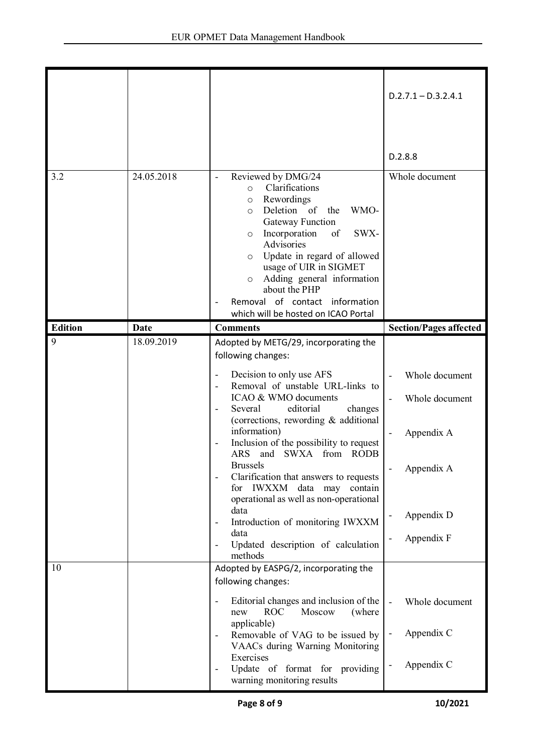| | | | D.2.7.1 – D.3.2.4.1<br><br>D.2.8.8 |
|---|---|---|---|
| 3.2 | 24.05.2018 | - Reviewed by DMG/24<br>  ○ Clarifications<br>  ○ Rewordings<br>  ○ Deletion of the WMO-Gateway Function<br>  ○ Incorporation of SWX-Advisories<br>  ○ Update in regard of allowed usage of UIR in SIGMET<br>  ○ Adding general information about the PHP<br>- Removal of contact information which will be hosted on ICAO Portal | Whole document |
| **Edition** | **Date** | **Comments** | **Section/Pages affected** |
| 9 | 18.09.2019 | Adopted by METG/29, incorporating the following changes:<br>- Decision to only use AFS<br>- Removal of unstable URL-links to ICAO & WMO documents<br>- Several editorial changes (corrections, rewording & additional information)<br>- Inclusion of the possibility to request ARS and SWXA from RODB Brussels<br>- Clarification that answers to requests for IWXXM data may contain operational as well as non-operational data<br>- Introduction of monitoring IWXXM data<br>- Updated description of calculation methods | - Whole document<br>- Whole document<br>- Appendix A<br>- Appendix A<br>- Appendix D<br>- Appendix F |
| 10 | | Adopted by EASPG/2, incorporating the following changes:<br>- Editorial changes and inclusion of the new ROC Moscow (where applicable)<br>- Removable of VAG to be issued by VAACs during Warning Monitoring Exercises<br>- Update of format for providing warning monitoring results | - Whole document<br>- Appendix C<br>- Appendix C |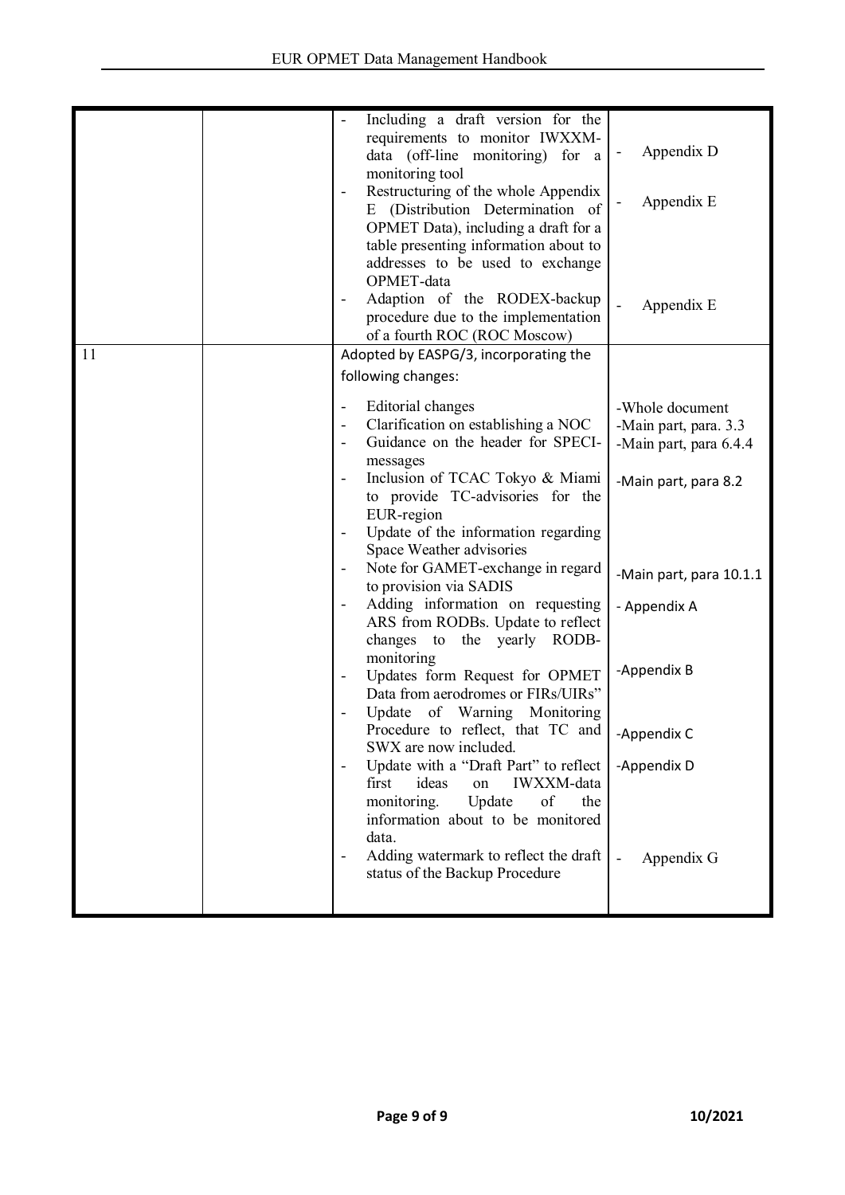| | | | |
|---|---|---|---|
| | | - Including a draft version for the requirements to monitor IWXXM-data (off-line monitoring) for a monitoring tool<br>- Restructuring of the whole Appendix E (Distribution Determination of OPMET Data), including a draft for a table presenting information about to addresses to be used to exchange OPMET-data<br>- Adaption of the RODEX-backup procedure due to the implementation of a fourth ROC (ROC Moscow) | - Appendix D<br>- Appendix E<br>- Appendix E |
| 11 | | Adopted by EASPG/3, incorporating the following changes:<br>- Editorial changes<br>- Clarification on establishing a NOC<br>- Guidance on the header for SPECI-messages<br>- Inclusion of TCAC Tokyo & Miami to provide TC-advisories for the EUR-region<br>- Update of the information regarding Space Weather advisories<br>- Note for GAMET-exchange in regard to provision via SADIS<br>- Adding information on requesting ARS from RODBs. Update to reflect changes to the yearly RODB-monitoring<br>- Updates form Request for OPMET Data from aerodromes or FIRs/UIRs"<br>- Update of Warning Monitoring Procedure to reflect, that TC and SWX are now included.<br>- Update with a "Draft Part" to reflect first ideas on IWXXM-data monitoring. Update of the information about to be monitored data.<br>- Adding watermark to reflect the draft status of the Backup Procedure | -Whole document<br>-Main part, para. 3.3<br>-Main part, para 6.4.4<br>-Main part, para 8.2<br>-Main part, para 10.1.1<br>- Appendix A<br>-Appendix B<br>-Appendix C<br>-Appendix D<br>- Appendix G |